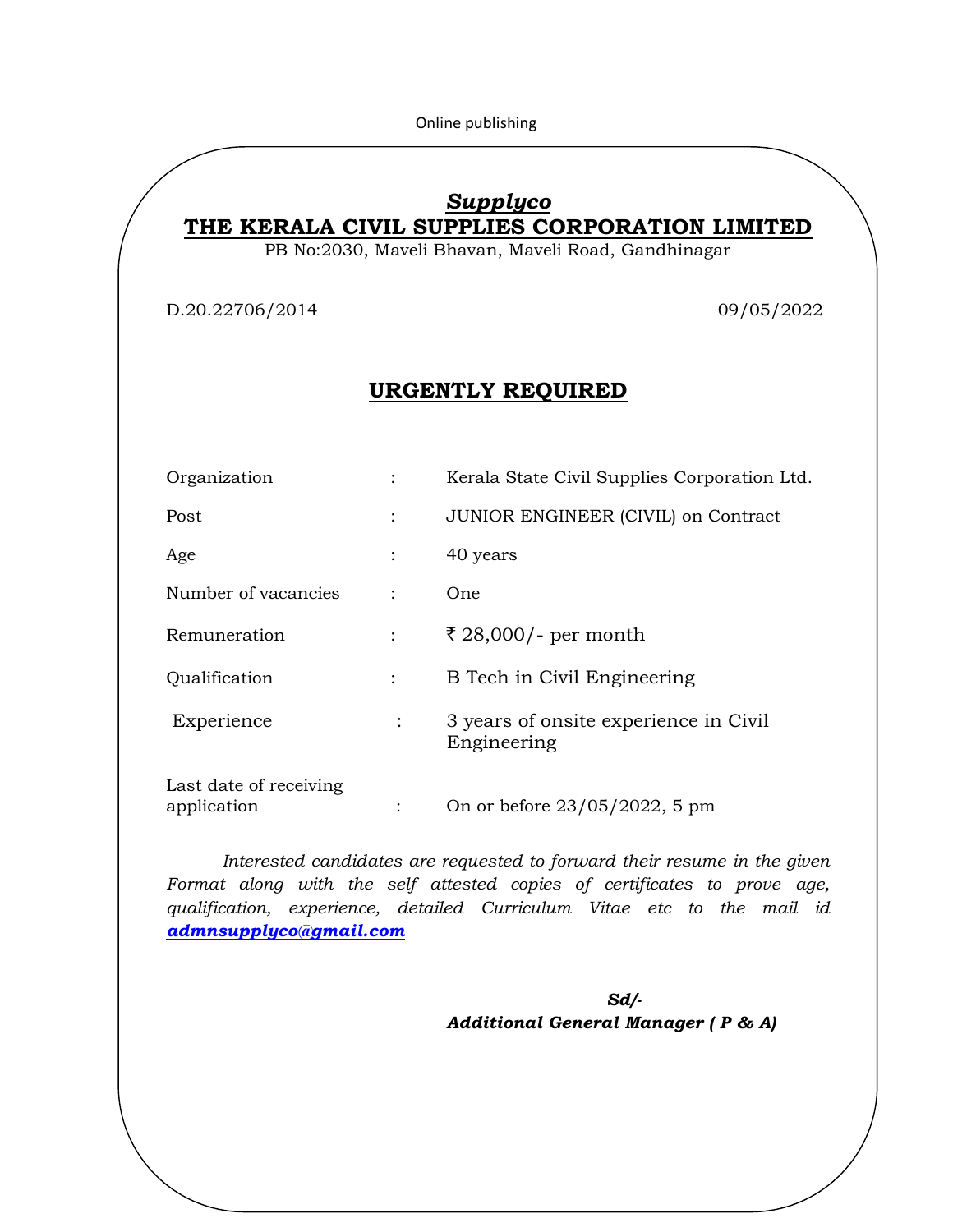Online publishing

## ***Supplyco***

## THE KERALA CIVIL SUPPLIES CORPORATION LIMITED

PB No:2030, Maveli Bhavan, Maveli Road, Gandhinagar

D.20.22706/2014 09/05/2022

## URGENTLY REQUIRED

| | | |
|---|---|---|
| Organization | : | Kerala State Civil Supplies Corporation Ltd. |
| Post | : | JUNIOR ENGINEER (CIVIL) on Contract |
| Age | : | 40 years |
| Number of vacancies | : | One |
| Remuneration | : | ₹ 28,000/- per month |
| Qualification | : | B Tech in Civil Engineering |
| Experience | : | 3 years of onsite experience in Civil Engineering |
| Last date of receiving application | : | On or before 23/05/2022, 5 pm |

*Interested candidates are requested to forward their resume in the given Format along with the self attested copies of certificates to prove age, qualification, experience, detailed Curriculum Vitae etc to the mail id* ***admnsupplyco@gmail.com***

***Sd/-***

***Additional General Manager ( P & A)***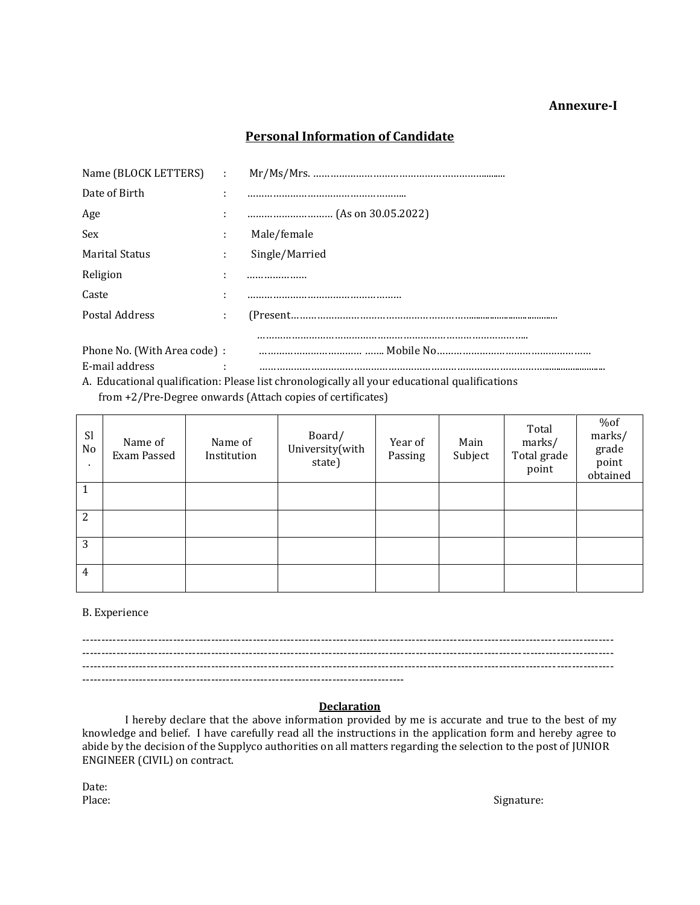**Annexure-I**

## Personal Information of Candidate

Name (BLOCK LETTERS) : Mr/Ms/Mrs. ………………………………………………………..........

Date of Birth : ………………………………………………..

Age : ………………………… (As on 30.05.2022)

Sex : Male/female

Marital Status : Single/Married

Religion : …………………

Caste : ………………………………………………

Postal Address : (Present………………………………………………………..................................

………………………………………………………………………………..

Phone No. (With Area code) : ……………………………… ……. Mobile No…………………………………………

E-mail address : …………………………………………………………………………………..........................

A. Educational qualification: Please list chronologically all your educational qualifications from +2/Pre-Degree onwards (Attach copies of certificates)

| Sl No. | Name of Exam Passed | Name of Institution | Board/ University(with state) | Year of Passing | Main Subject | Total marks/ Total grade point | %of marks/ grade point obtained |
|---|---|---|---|---|---|---|---|
| 1 | | | | | | | |
| 2 | | | | | | | |
| 3 | | | | | | | |
| 4 | | | | | | | |

B. Experience

---------------------------------------------------------------------------------------------------------------------------------------------
---------------------------------------------------------------------------------------------------------------------------------------------
---------------------------------------------------------------------------------------------------------------------------------------------
-------------------------------------------------------------------------------------

**Declaration**

I hereby declare that the above information provided by me is accurate and true to the best of my knowledge and belief. I have carefully read all the instructions in the application form and hereby agree to abide by the decision of the Supplyco authorities on all matters regarding the selection to the post of JUNIOR ENGINEER (CIVIL) on contract.

Date:

Place: Signature: